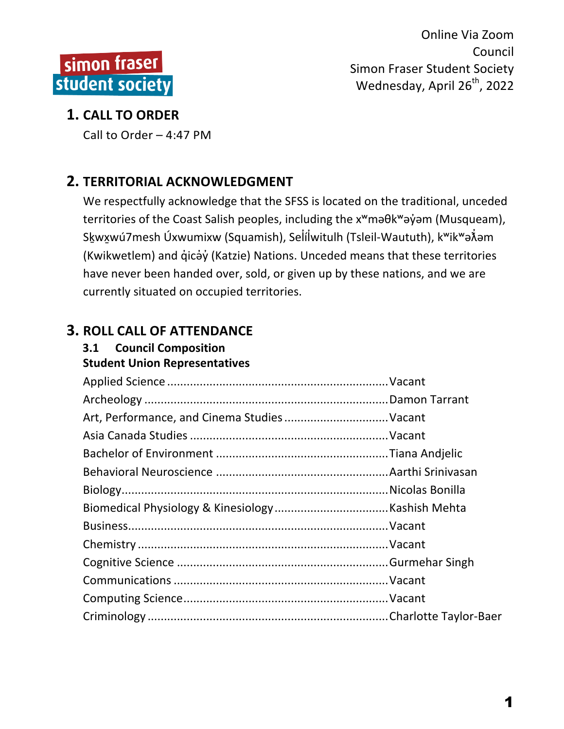simon fraser student society

Online Via Zoom
Council
Simon Fraser Student Society
Wednesday, April 26th, 2022

# 1. CALL TO ORDER

Call to Order – 4:47 PM

# 2. TERRITORIAL ACKNOWLEDGMENT

We respectfully acknowledge that the SFSS is located on the traditional, unceded territories of the Coast Salish peoples, including the xʷməθkʷəy̓əm (Musqueam), Sḵwx̱wú7mesh Úxwumixw (Squamish), Sel̓íl̓witulh (Tsleil-Waututh), kʷikʷəƛ̓əm (Kwikwetlem) and q̓icə̓y̓ (Katzie) Nations. Unceded means that these territories have never been handed over, sold, or given up by these nations, and we are currently situated on occupied territories.

# 3. ROLL CALL OF ATTENDANCE

## 3.1 Council Composition

**Student Union Representatives**

| Union | Representative |
|---|---|
| Applied Science | Vacant |
| Archeology | Damon Tarrant |
| Art, Performance, and Cinema Studies | Vacant |
| Asia Canada Studies | Vacant |
| Bachelor of Environment | Tiana Andjelic |
| Behavioral Neuroscience | Aarthi Srinivasan |
| Biology | Nicolas Bonilla |
| Biomedical Physiology & Kinesiology | Kashish Mehta |
| Business | Vacant |
| Chemistry | Vacant |
| Cognitive Science | Gurmehar Singh |
| Communications | Vacant |
| Computing Science | Vacant |
| Criminology | Charlotte Taylor-Baer |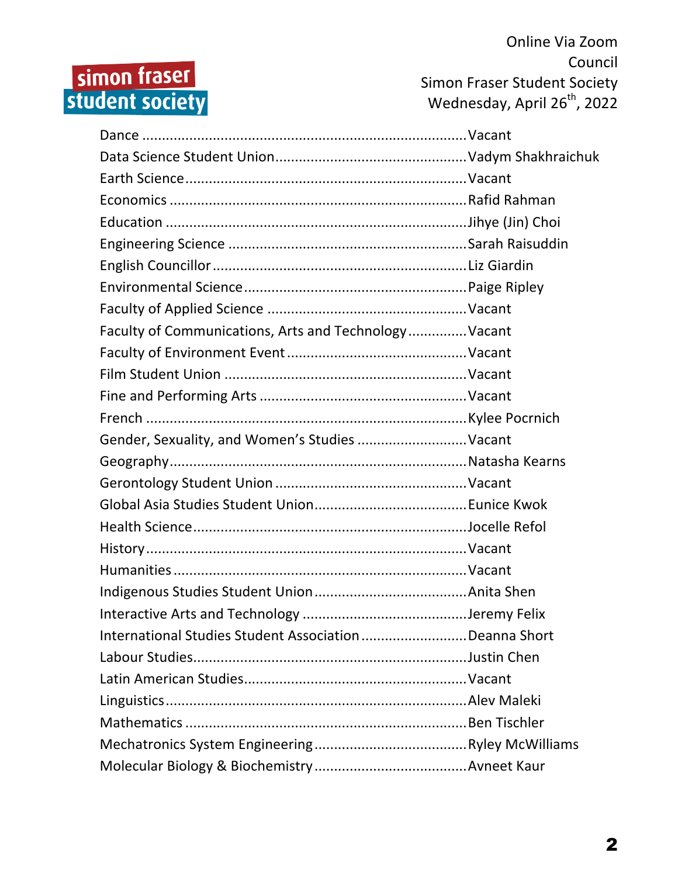Dance ................................................................................Vacant
Data Science Student Union................................................Vadym Shakhraichuk
Earth Science......................................................................Vacant
Economics ..........................................................................Rafid Rahman
Education ..........................................................................Jihye (Jin) Choi
Engineering Science ..........................................................Sarah Raisuddin
English Councillor ...............................................................Liz Giardin
Environmental Science.......................................................Paige Ripley
Faculty of Applied Science ..................................................Vacant
Faculty of Communications, Arts and Technology ..............Vacant
Faculty of Environment Event ............................................Vacant
Film Student Union ............................................................Vacant
Fine and Performing Arts ....................................................Vacant
French ...............................................................................Kylee Pocrnich
Gender, Sexuality, and Women's Studies ...........................Vacant
Geography..........................................................................Natasha Kearns
Gerontology Student Union ................................................Vacant
Global Asia Studies Student Union......................................Eunice Kwok
Health Science....................................................................Jocelle Refol
History ...............................................................................Vacant
Humanities .........................................................................Vacant
Indigenous Studies Student Union......................................Anita Shen
Interactive Arts and Technology .........................................Jeremy Felix
International Studies Student Association ..........................Deanna Short
Labour Studies....................................................................Justin Chen
Latin American Studies........................................................Vacant
Linguistics ...........................................................................Alev Maleki
Mathematics ......................................................................Ben Tischler
Mechatronics System Engineering......................................Ryley McWilliams
Molecular Biology & Biochemistry ......................................Avneet Kaur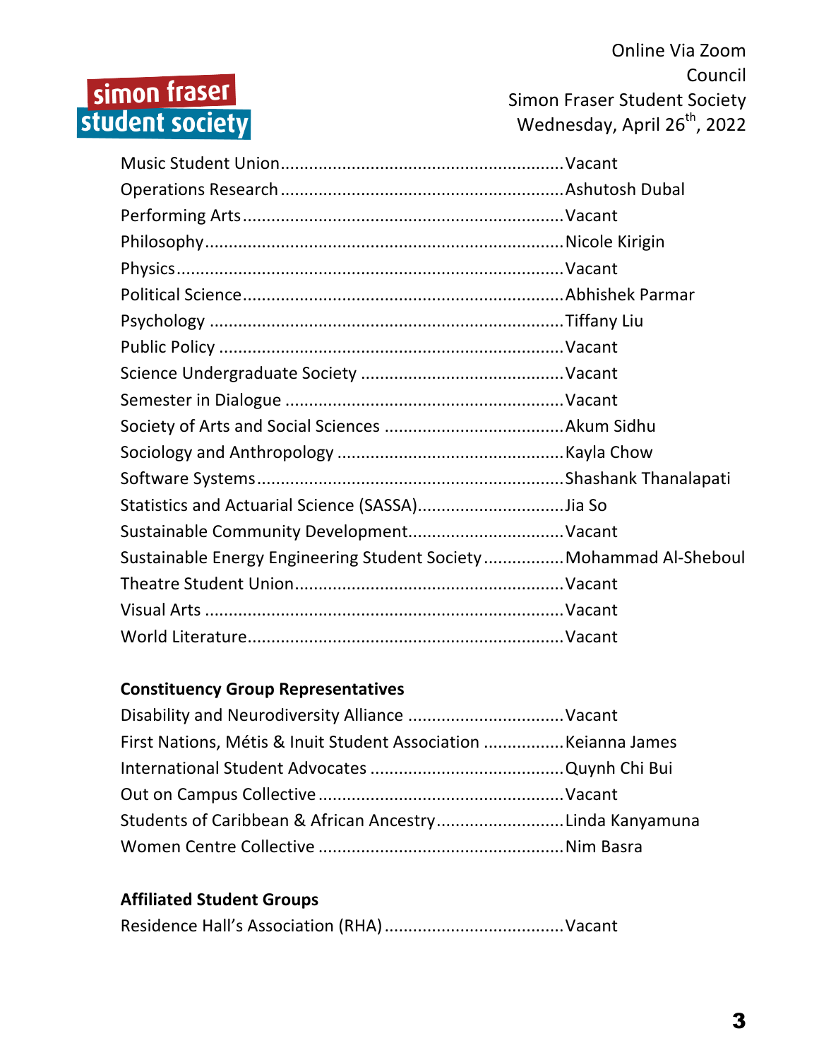Music Student Union............................................................Vacant
Operations Research............................................................Ashutosh Dubal
Performing Arts....................................................................Vacant
Philosophy............................................................................Nicole Kirigin
Physics..................................................................................Vacant
Political Science....................................................................Abhishek Parmar
Psychology ...........................................................................Tiffany Liu
Public Policy .........................................................................Vacant
Science Undergraduate Society ...........................................Vacant
Semester in Dialogue ...........................................................Vacant
Society of Arts and Social Sciences ......................................Akum Sidhu
Sociology and Anthropology ................................................Kayla Chow
Software Systems.................................................................Shashank Thanalapati
Statistics and Actuarial Science (SASSA)...............................Jia So
Sustainable Community Development.................................Vacant
Sustainable Energy Engineering Student Society .................Mohammad Al-Sheboul
Theatre Student Union.........................................................Vacant
Visual Arts ............................................................................Vacant
World Literature...................................................................Vacant

**Constituency Group Representatives**

Disability and Neurodiversity Alliance .................................Vacant
First Nations, Métis & Inuit Student Association .................Keianna James
International Student Advocates .........................................Quynh Chi Bui
Out on Campus Collective ....................................................Vacant
Students of Caribbean & African Ancestry...........................Linda Kanyamuna
Women Centre Collective ....................................................Nim Basra

**Affiliated Student Groups**

Residence Hall's Association (RHA).....................................Vacant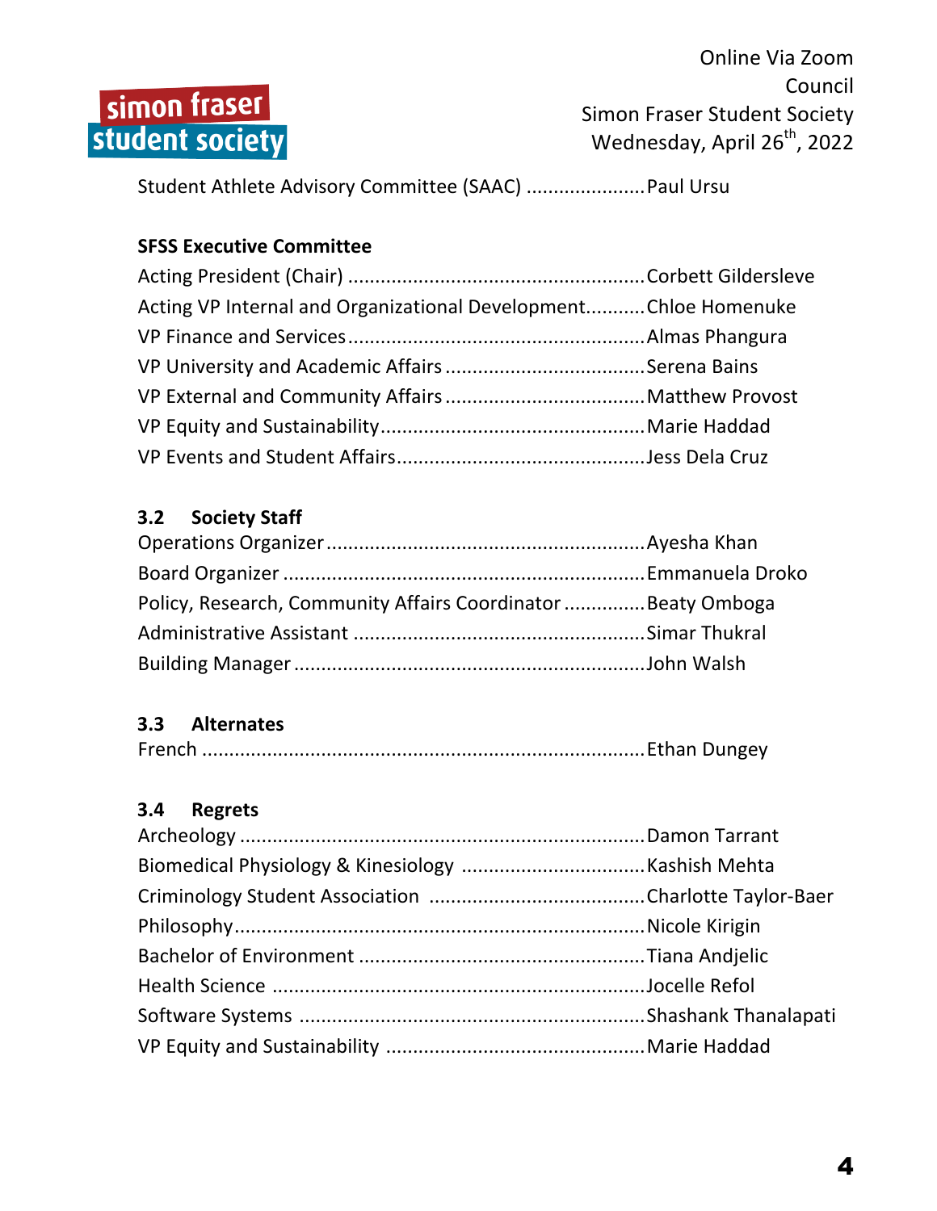Student Athlete Advisory Committee (SAAC) ...................... Paul Ursu

**SFSS Executive Committee**

Acting President (Chair) ...................................................... Corbett Gildersleve
Acting VP Internal and Organizational Development........... Chloe Homenuke
VP Finance and Services...................................................... Almas Phangura
VP University and Academic Affairs .................................... Serena Bains
VP External and Community Affairs .................................... Matthew Provost
VP Equity and Sustainability................................................ Marie Haddad
VP Events and Student Affairs............................................. Jess Dela Cruz

### 3.2 Society Staff

Operations Organizer .......................................................... Ayesha Khan
Board Organizer ................................................................. Emmanuela Droko
Policy, Research, Community Affairs Coordinator ............... Beaty Omboga
Administrative Assistant ..................................................... Simar Thukral
Building Manager ................................................................ John Walsh

### 3.3 Alternates

French ................................................................................. Ethan Dungey

### 3.4 Regrets

Archeology .......................................................................... Damon Tarrant
Biomedical Physiology & Kinesiology .................................. Kashish Mehta
Criminology Student Association ....................................... Charlotte Taylor-Baer
Philosophy........................................................................... Nicole Kirigin
Bachelor of Environment .................................................... Tiana Andjelic
Health Science .................................................................... Jocelle Refol
Software Systems ............................................................... Shashank Thanalapati
VP Equity and Sustainability ............................................... Marie Haddad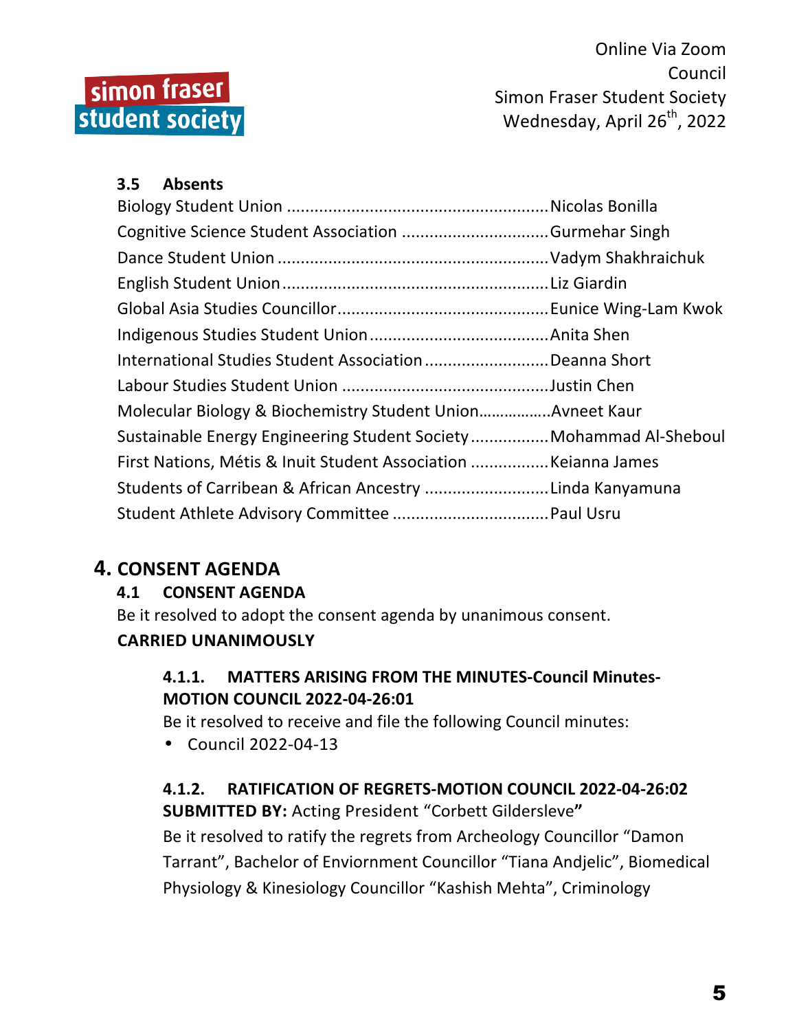### 3.5 Absents

Biology Student Union ........................................................Nicolas Bonilla
Cognitive Science Student Association ................................Gurmehar Singh
Dance Student Union ..........................................................Vadym Shakhraichuk
English Student Union .........................................................Liz Giardin
Global Asia Studies Councillor.............................................Eunice Wing-Lam Kwok
Indigenous Studies Student Union......................................Anita Shen
International Studies Student Association...........................Deanna Short
Labour Studies Student Union ............................................Justin Chen
Molecular Biology & Biochemistry Student Union................Avneet Kaur
Sustainable Energy Engineering Student Society.................Mohammad Al-Sheboul
First Nations, Métis & Inuit Student Association .................Keianna James
Students of Carribean & African Ancestry ...........................Linda Kanyamuna
Student Athlete Advisory Committee .................................Paul Usru

## 4. CONSENT AGENDA

### 4.1 CONSENT AGENDA

Be it resolved to adopt the consent agenda by unanimous consent.

**CARRIED UNANIMOUSLY**

#### 4.1.1. MATTERS ARISING FROM THE MINUTES-Council Minutes-MOTION COUNCIL 2022-04-26:01

Be it resolved to receive and file the following Council minutes:

- Council 2022-04-13

#### 4.1.2. RATIFICATION OF REGRETS-MOTION COUNCIL 2022-04-26:02

**SUBMITTED BY:** Acting President "Corbett Gildersleve**"**

Be it resolved to ratify the regrets from Archeology Councillor "Damon Tarrant", Bachelor of Enviornment Councillor "Tiana Andjelic", Biomedical Physiology & Kinesiology Councillor "Kashish Mehta", Criminology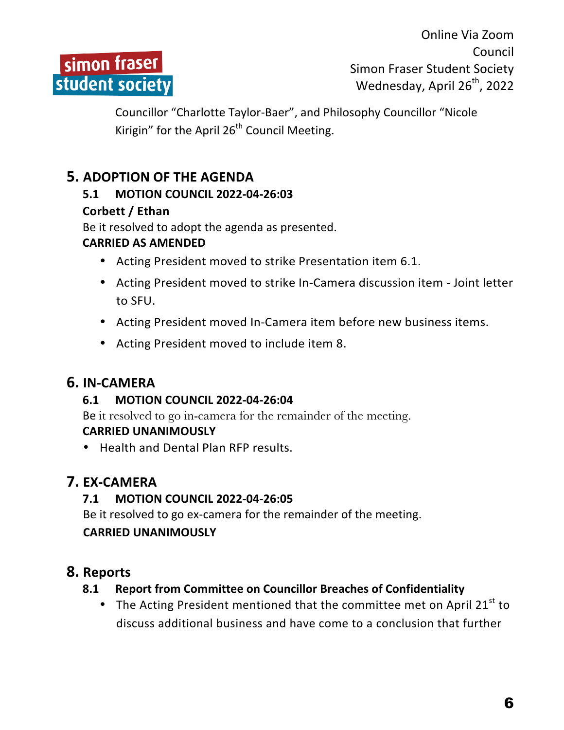Councillor "Charlotte Taylor-Baer", and Philosophy Councillor "Nicole Kirigin" for the April 26th Council Meeting.

## 5. ADOPTION OF THE AGENDA

### 5.1 MOTION COUNCIL 2022-04-26:03

**Corbett / Ethan**

Be it resolved to adopt the agenda as presented.

**CARRIED AS AMENDED**

- Acting President moved to strike Presentation item 6.1.
- Acting President moved to strike In-Camera discussion item - Joint letter to SFU.
- Acting President moved In-Camera item before new business items.
- Acting President moved to include item 8.

## 6. IN-CAMERA

### 6.1 MOTION COUNCIL 2022-04-26:04

Be it resolved to go in-camera for the remainder of the meeting.

**CARRIED UNANIMOUSLY**

- Health and Dental Plan RFP results.

## 7. EX-CAMERA

### 7.1 MOTION COUNCIL 2022-04-26:05

Be it resolved to go ex-camera for the remainder of the meeting.

**CARRIED UNANIMOUSLY**

## 8. Reports

### 8.1 Report from Committee on Councillor Breaches of Confidentiality

- The Acting President mentioned that the committee met on April 21st to discuss additional business and have come to a conclusion that further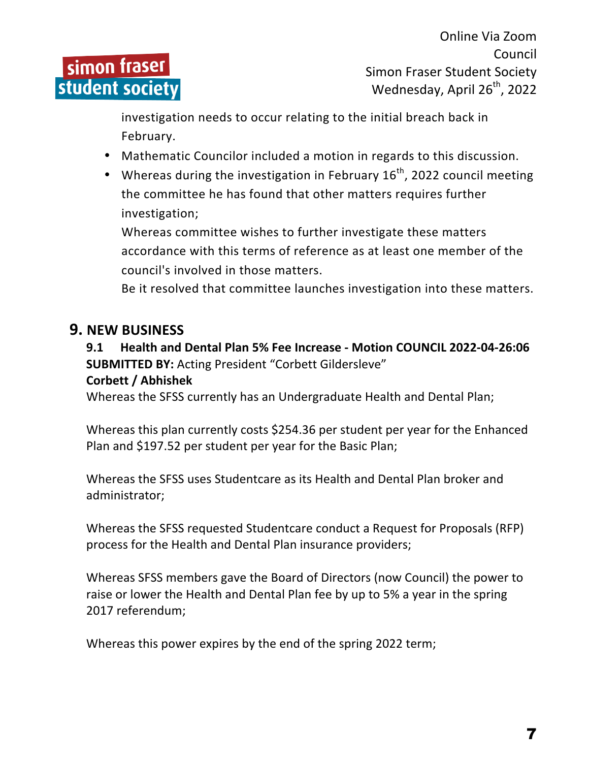investigation needs to occur relating to the initial breach back in February.

- Mathematic Councilor included a motion in regards to this discussion.
- Whereas during the investigation in February 16th, 2022 council meeting the committee he has found that other matters requires further investigation;

  Whereas committee wishes to further investigate these matters accordance with this terms of reference as at least one member of the council's involved in those matters.

  Be it resolved that committee launches investigation into these matters.

## 9. NEW BUSINESS

**9.1 Health and Dental Plan 5% Fee Increase - Motion COUNCIL 2022-04-26:06**

**SUBMITTED BY:** Acting President "Corbett Gildersleve"

**Corbett / Abhishek**

Whereas the SFSS currently has an Undergraduate Health and Dental Plan;

Whereas this plan currently costs $254.36 per student per year for the Enhanced Plan and $197.52 per student per year for the Basic Plan;

Whereas the SFSS uses Studentcare as its Health and Dental Plan broker and administrator;

Whereas the SFSS requested Studentcare conduct a Request for Proposals (RFP) process for the Health and Dental Plan insurance providers;

Whereas SFSS members gave the Board of Directors (now Council) the power to raise or lower the Health and Dental Plan fee by up to 5% a year in the spring 2017 referendum;

Whereas this power expires by the end of the spring 2022 term;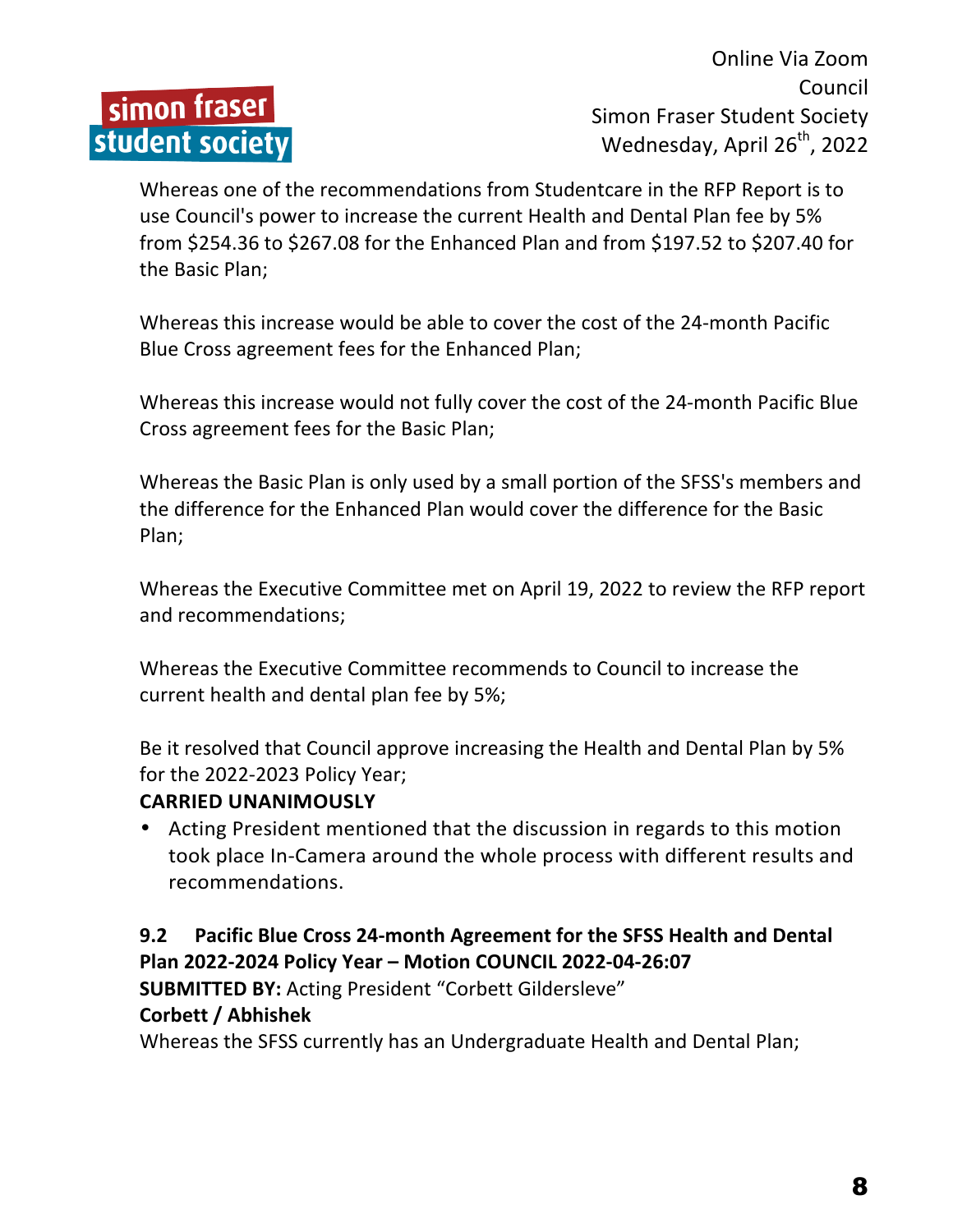Whereas one of the recommendations from Studentcare in the RFP Report is to use Council's power to increase the current Health and Dental Plan fee by 5% from $254.36 to $267.08 for the Enhanced Plan and from $197.52 to $207.40 for the Basic Plan;

Whereas this increase would be able to cover the cost of the 24-month Pacific Blue Cross agreement fees for the Enhanced Plan;

Whereas this increase would not fully cover the cost of the 24-month Pacific Blue Cross agreement fees for the Basic Plan;

Whereas the Basic Plan is only used by a small portion of the SFSS's members and the difference for the Enhanced Plan would cover the difference for the Basic Plan;

Whereas the Executive Committee met on April 19, 2022 to review the RFP report and recommendations;

Whereas the Executive Committee recommends to Council to increase the current health and dental plan fee by 5%;

Be it resolved that Council approve increasing the Health and Dental Plan by 5% for the 2022-2023 Policy Year;

**CARRIED UNANIMOUSLY**

- Acting President mentioned that the discussion in regards to this motion took place In-Camera around the whole process with different results and recommendations.

**9.2 Pacific Blue Cross 24-month Agreement for the SFSS Health and Dental Plan 2022-2024 Policy Year – Motion COUNCIL 2022-04-26:07**

**SUBMITTED BY:** Acting President "Corbett Gildersleve"

**Corbett / Abhishek**

Whereas the SFSS currently has an Undergraduate Health and Dental Plan;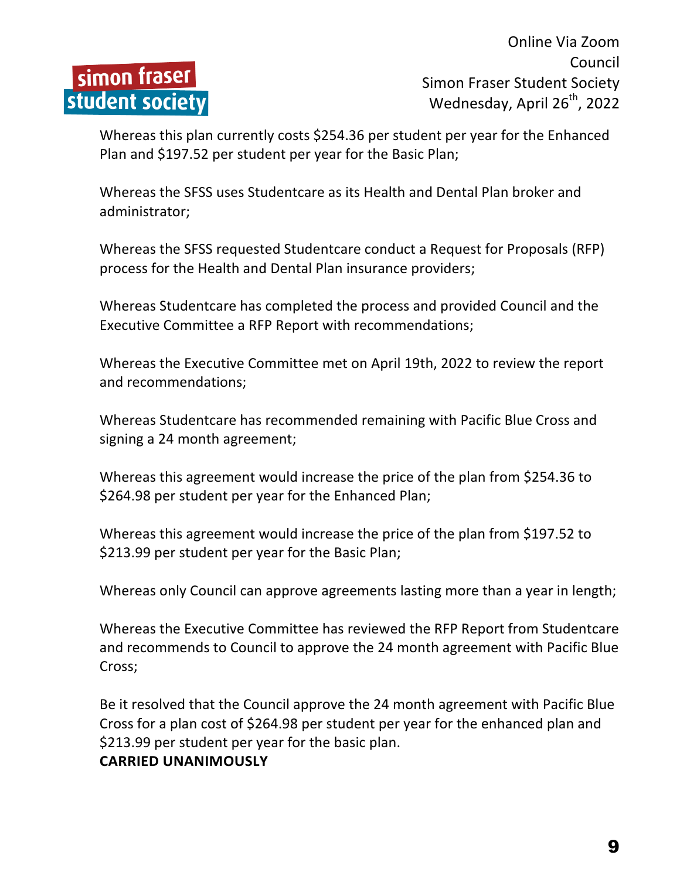Whereas this plan currently costs $254.36 per student per year for the Enhanced Plan and $197.52 per student per year for the Basic Plan;

Whereas the SFSS uses Studentcare as its Health and Dental Plan broker and administrator;

Whereas the SFSS requested Studentcare conduct a Request for Proposals (RFP) process for the Health and Dental Plan insurance providers;

Whereas Studentcare has completed the process and provided Council and the Executive Committee a RFP Report with recommendations;

Whereas the Executive Committee met on April 19th, 2022 to review the report and recommendations;

Whereas Studentcare has recommended remaining with Pacific Blue Cross and signing a 24 month agreement;

Whereas this agreement would increase the price of the plan from $254.36 to $264.98 per student per year for the Enhanced Plan;

Whereas this agreement would increase the price of the plan from $197.52 to $213.99 per student per year for the Basic Plan;

Whereas only Council can approve agreements lasting more than a year in length;

Whereas the Executive Committee has reviewed the RFP Report from Studentcare and recommends to Council to approve the 24 month agreement with Pacific Blue Cross;

Be it resolved that the Council approve the 24 month agreement with Pacific Blue Cross for a plan cost of $264.98 per student per year for the enhanced plan and $213.99 per student per year for the basic plan.
**CARRIED UNANIMOUSLY**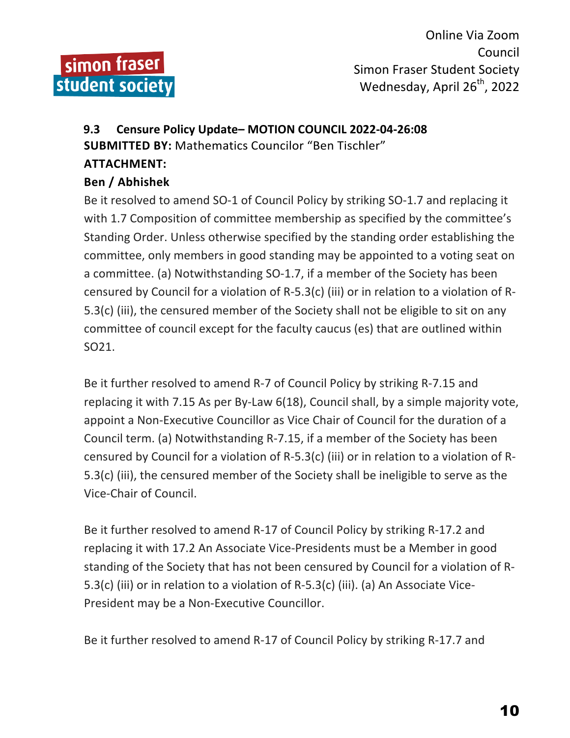### 9.3 Censure Policy Update– MOTION COUNCIL 2022-04-26:08

**SUBMITTED BY:** Mathematics Councilor "Ben Tischler"

**ATTACHMENT:**

**Ben / Abhishek**

Be it resolved to amend SO-1 of Council Policy by striking SO-1.7 and replacing it with 1.7 Composition of committee membership as specified by the committee's Standing Order. Unless otherwise specified by the standing order establishing the committee, only members in good standing may be appointed to a voting seat on a committee. (a) Notwithstanding SO-1.7, if a member of the Society has been censured by Council for a violation of R-5.3(c) (iii) or in relation to a violation of R-5.3(c) (iii), the censured member of the Society shall not be eligible to sit on any committee of council except for the faculty caucus (es) that are outlined within SO21.

Be it further resolved to amend R-7 of Council Policy by striking R-7.15 and replacing it with 7.15 As per By-Law 6(18), Council shall, by a simple majority vote, appoint a Non-Executive Councillor as Vice Chair of Council for the duration of a Council term. (a) Notwithstanding R-7.15, if a member of the Society has been censured by Council for a violation of R-5.3(c) (iii) or in relation to a violation of R-5.3(c) (iii), the censured member of the Society shall be ineligible to serve as the Vice-Chair of Council.

Be it further resolved to amend R-17 of Council Policy by striking R-17.2 and replacing it with 17.2 An Associate Vice-Presidents must be a Member in good standing of the Society that has not been censured by Council for a violation of R-5.3(c) (iii) or in relation to a violation of R-5.3(c) (iii). (a) An Associate Vice-President may be a Non-Executive Councillor.

Be it further resolved to amend R-17 of Council Policy by striking R-17.7 and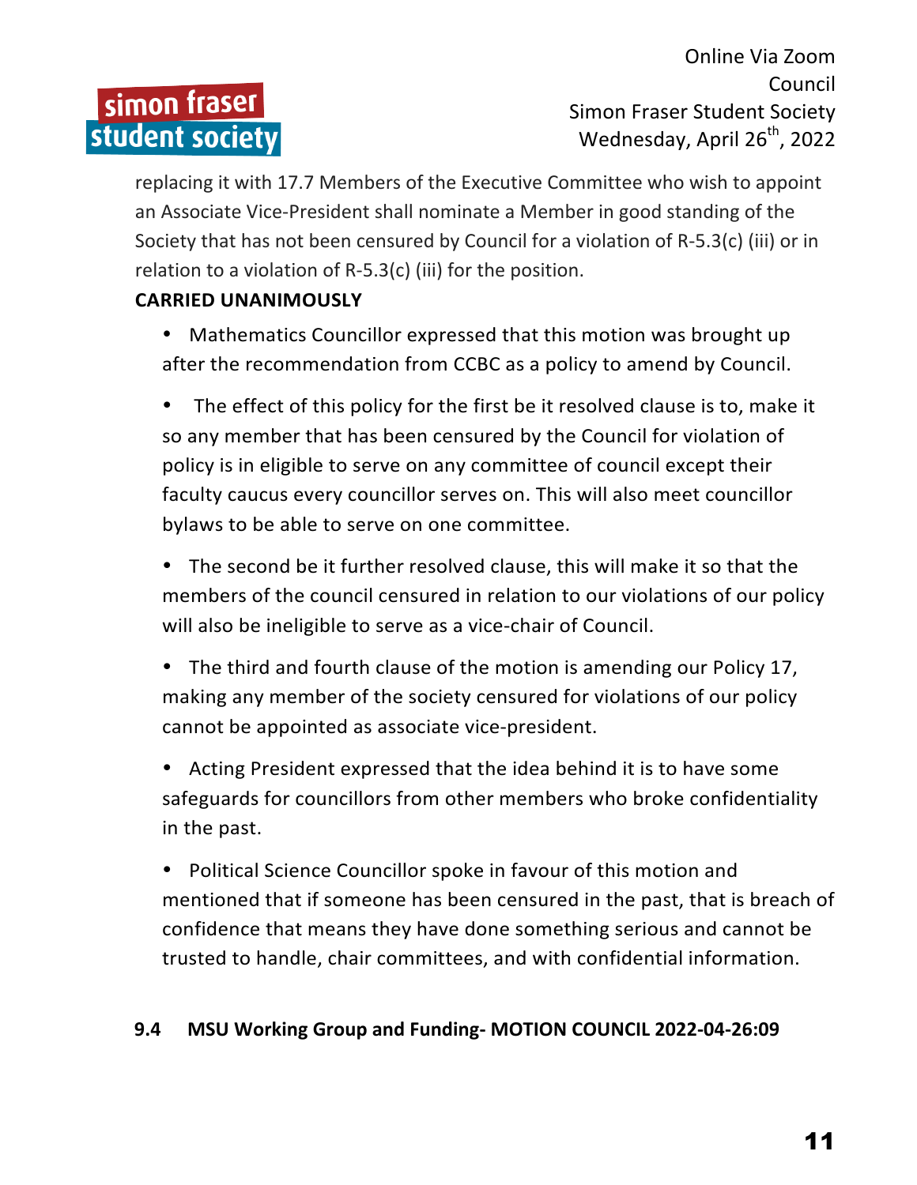replacing it with 17.7 Members of the Executive Committee who wish to appoint an Associate Vice-President shall nominate a Member in good standing of the Society that has not been censured by Council for a violation of R-5.3(c) (iii) or in relation to a violation of R-5.3(c) (iii) for the position.

**CARRIED UNANIMOUSLY**

- Mathematics Councillor expressed that this motion was brought up after the recommendation from CCBC as a policy to amend by Council.
- The effect of this policy for the first be it resolved clause is to, make it so any member that has been censured by the Council for violation of policy is in eligible to serve on any committee of council except their faculty caucus every councillor serves on. This will also meet councillor bylaws to be able to serve on one committee.
- The second be it further resolved clause, this will make it so that the members of the council censured in relation to our violations of our policy will also be ineligible to serve as a vice-chair of Council.
- The third and fourth clause of the motion is amending our Policy 17, making any member of the society censured for violations of our policy cannot be appointed as associate vice-president.
- Acting President expressed that the idea behind it is to have some safeguards for councillors from other members who broke confidentiality in the past.
- Political Science Councillor spoke in favour of this motion and mentioned that if someone has been censured in the past, that is breach of confidence that means they have done something serious and cannot be trusted to handle, chair committees, and with confidential information.

### 9.4 MSU Working Group and Funding- MOTION COUNCIL 2022-04-26:09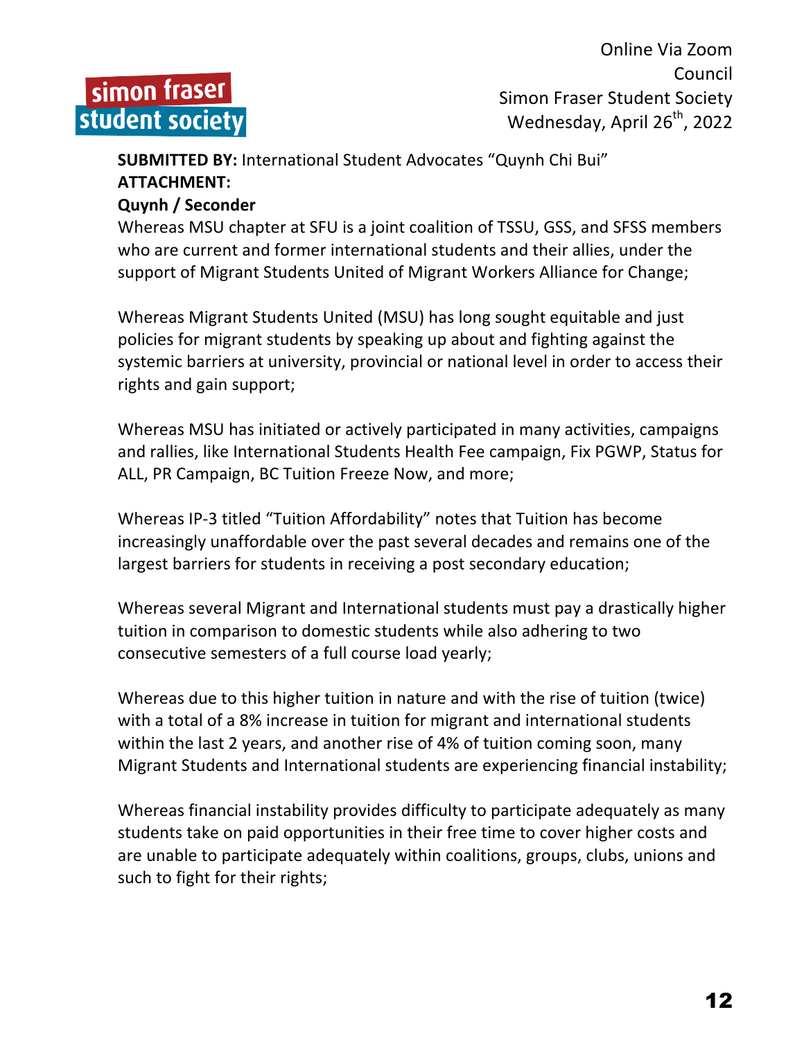Online Via Zoom
Council
Simon Fraser Student Society
Wednesday, April 26th, 2022

**SUBMITTED BY:** International Student Advocates "Quynh Chi Bui"
**ATTACHMENT:**
**Quynh / Seconder**

Whereas MSU chapter at SFU is a joint coalition of TSSU, GSS, and SFSS members who are current and former international students and their allies, under the support of Migrant Students United of Migrant Workers Alliance for Change;

Whereas Migrant Students United (MSU) has long sought equitable and just policies for migrant students by speaking up about and fighting against the systemic barriers at university, provincial or national level in order to access their rights and gain support;

Whereas MSU has initiated or actively participated in many activities, campaigns and rallies, like International Students Health Fee campaign, Fix PGWP, Status for ALL, PR Campaign, BC Tuition Freeze Now, and more;

Whereas IP-3 titled "Tuition Affordability" notes that Tuition has become increasingly unaffordable over the past several decades and remains one of the largest barriers for students in receiving a post secondary education;

Whereas several Migrant and International students must pay a drastically higher tuition in comparison to domestic students while also adhering to two consecutive semesters of a full course load yearly;

Whereas due to this higher tuition in nature and with the rise of tuition (twice) with a total of a 8% increase in tuition for migrant and international students within the last 2 years, and another rise of 4% of tuition coming soon, many Migrant Students and International students are experiencing financial instability;

Whereas financial instability provides difficulty to participate adequately as many students take on paid opportunities in their free time to cover higher costs and are unable to participate adequately within coalitions, groups, clubs, unions and such to fight for their rights;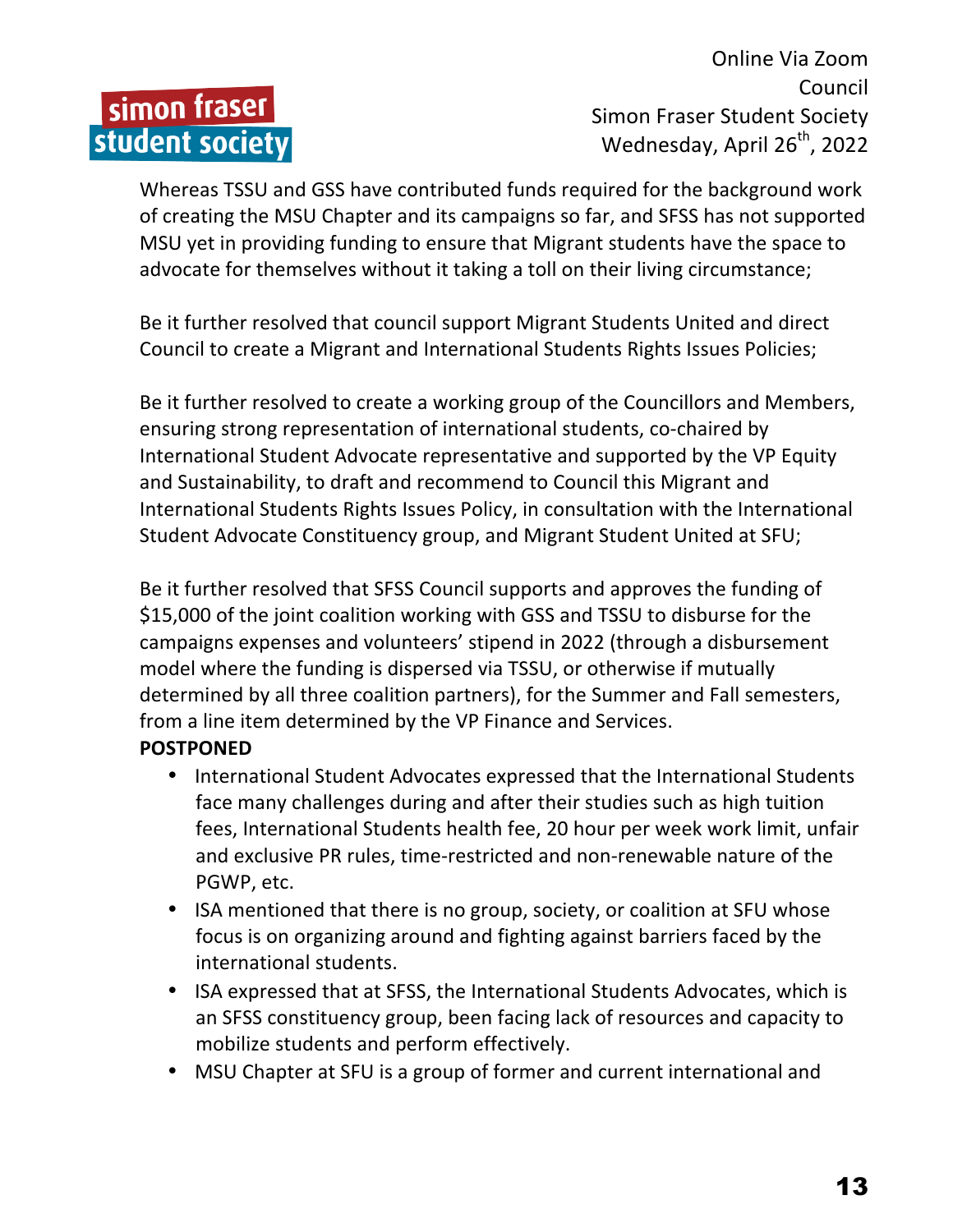Whereas TSSU and GSS have contributed funds required for the background work of creating the MSU Chapter and its campaigns so far, and SFSS has not supported MSU yet in providing funding to ensure that Migrant students have the space to advocate for themselves without it taking a toll on their living circumstance;

Be it further resolved that council support Migrant Students United and direct Council to create a Migrant and International Students Rights Issues Policies;

Be it further resolved to create a working group of the Councillors and Members, ensuring strong representation of international students, co-chaired by International Student Advocate representative and supported by the VP Equity and Sustainability, to draft and recommend to Council this Migrant and International Students Rights Issues Policy, in consultation with the International Student Advocate Constituency group, and Migrant Student United at SFU;

Be it further resolved that SFSS Council supports and approves the funding of $15,000 of the joint coalition working with GSS and TSSU to disburse for the campaigns expenses and volunteers' stipend in 2022 (through a disbursement model where the funding is dispersed via TSSU, or otherwise if mutually determined by all three coalition partners), for the Summer and Fall semesters, from a line item determined by the VP Finance and Services.

**POSTPONED**

- International Student Advocates expressed that the International Students face many challenges during and after their studies such as high tuition fees, International Students health fee, 20 hour per week work limit, unfair and exclusive PR rules, time-restricted and non-renewable nature of the PGWP, etc.
- ISA mentioned that there is no group, society, or coalition at SFU whose focus is on organizing around and fighting against barriers faced by the international students.
- ISA expressed that at SFSS, the International Students Advocates, which is an SFSS constituency group, been facing lack of resources and capacity to mobilize students and perform effectively.
- MSU Chapter at SFU is a group of former and current international and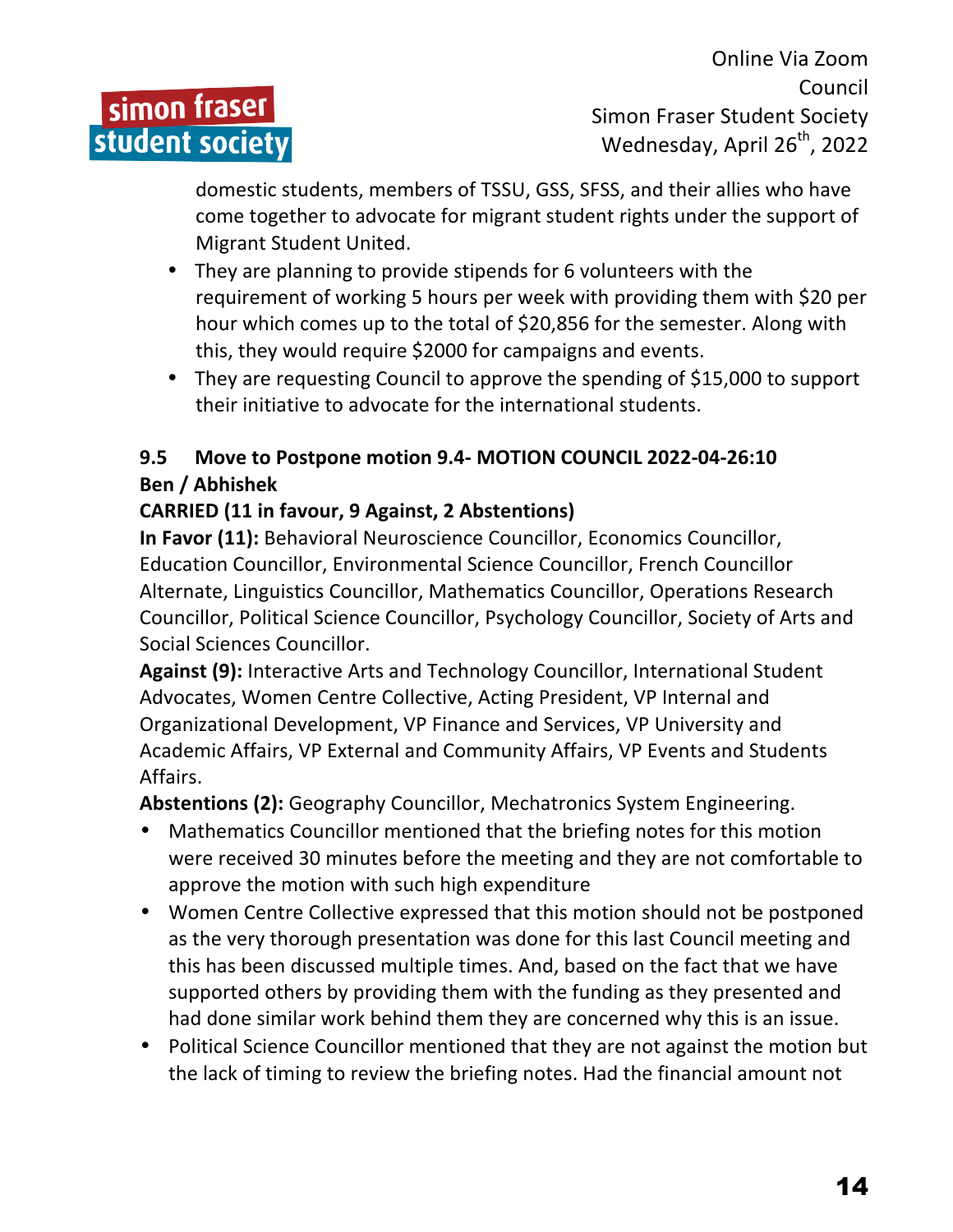domestic students, members of TSSU, GSS, SFSS, and their allies who have come together to advocate for migrant student rights under the support of Migrant Student United.

- They are planning to provide stipends for 6 volunteers with the requirement of working 5 hours per week with providing them with $20 per hour which comes up to the total of $20,856 for the semester. Along with this, they would require $2000 for campaigns and events.
- They are requesting Council to approve the spending of $15,000 to support their initiative to advocate for the international students.

**9.5 Move to Postpone motion 9.4- MOTION COUNCIL 2022-04-26:10**
**Ben / Abhishek**
**CARRIED (11 in favour, 9 Against, 2 Abstentions)**
**In Favor (11):** Behavioral Neuroscience Councillor, Economics Councillor, Education Councillor, Environmental Science Councillor, French Councillor Alternate, Linguistics Councillor, Mathematics Councillor, Operations Research Councillor, Political Science Councillor, Psychology Councillor, Society of Arts and Social Sciences Councillor.
**Against (9):** Interactive Arts and Technology Councillor, International Student Advocates, Women Centre Collective, Acting President, VP Internal and Organizational Development, VP Finance and Services, VP University and Academic Affairs, VP External and Community Affairs, VP Events and Students Affairs.
**Abstentions (2):** Geography Councillor, Mechatronics System Engineering.

- Mathematics Councillor mentioned that the briefing notes for this motion were received 30 minutes before the meeting and they are not comfortable to approve the motion with such high expenditure
- Women Centre Collective expressed that this motion should not be postponed as the very thorough presentation was done for this last Council meeting and this has been discussed multiple times. And, based on the fact that we have supported others by providing them with the funding as they presented and had done similar work behind them they are concerned why this is an issue.
- Political Science Councillor mentioned that they are not against the motion but the lack of timing to review the briefing notes. Had the financial amount not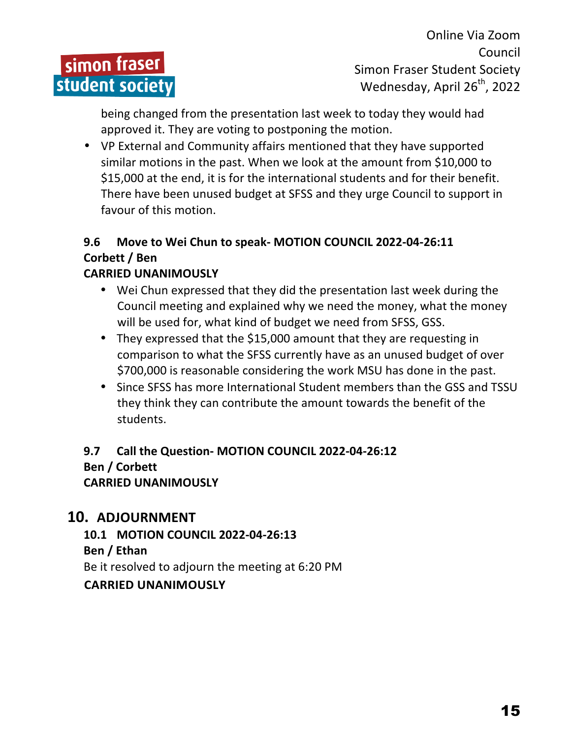being changed from the presentation last week to today they would had approved it. They are voting to postponing the motion.

- VP External and Community affairs mentioned that they have supported similar motions in the past. When we look at the amount from $10,000 to $15,000 at the end, it is for the international students and for their benefit. There have been unused budget at SFSS and they urge Council to support in favour of this motion.

**9.6 Move to Wei Chun to speak- MOTION COUNCIL 2022-04-26:11**
**Corbett / Ben**
**CARRIED UNANIMOUSLY**

- Wei Chun expressed that they did the presentation last week during the Council meeting and explained why we need the money, what the money will be used for, what kind of budget we need from SFSS, GSS.
- They expressed that the $15,000 amount that they are requesting in comparison to what the SFSS currently have as an unused budget of over $700,000 is reasonable considering the work MSU has done in the past.
- Since SFSS has more International Student members than the GSS and TSSU they think they can contribute the amount towards the benefit of the students.

**9.7 Call the Question- MOTION COUNCIL 2022-04-26:12**
**Ben / Corbett**
**CARRIED UNANIMOUSLY**

## 10. ADJOURNMENT

**10.1 MOTION COUNCIL 2022-04-26:13**
**Ben / Ethan**
Be it resolved to adjourn the meeting at 6:20 PM
**CARRIED UNANIMOUSLY**